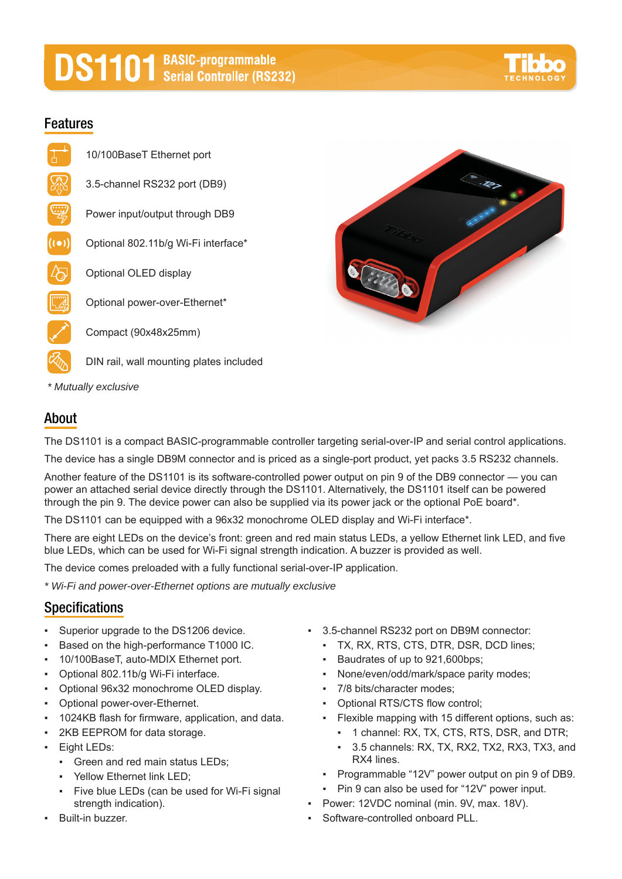# DS1101 BASIC-programmable Serial Controller (RS232)

## Features

- 10/100BaseT Ethernet port
- 3.5-channel RS232 port (DB9)
- Power input/output through DB9
- Optional 802.11b/g Wi-Fi interface*
- Optional OLED display
- Optional power-over-Ethernet*
- Compact (90x48x25mm)
- DIN rail, wall mounting plates included

*\* Mutually exclusive*

## About

The DS1101 is a compact BASIC-programmable controller targeting serial-over-IP and serial control applications.

The device has a single DB9M connector and is priced as a single-port product, yet packs 3.5 RS232 channels.

Another feature of the DS1101 is its software-controlled power output on pin 9 of the DB9 connector — you can power an attached serial device directly through the DS1101. Alternatively, the DS1101 itself can be powered through the pin 9. The device power can also be supplied via its power jack or the optional PoE board*.

The DS1101 can be equipped with a 96x32 monochrome OLED display and Wi-Fi interface*.

There are eight LEDs on the device's front: green and red main status LEDs, a yellow Ethernet link LED, and five blue LEDs, which can be used for Wi-Fi signal strength indication. A buzzer is provided as well.

The device comes preloaded with a fully functional serial-over-IP application.

*\* Wi-Fi and power-over-Ethernet options are mutually exclusive*

## Specifications

- Superior upgrade to the DS1206 device.
- Based on the high-performance T1000 IC.
- 10/100BaseT, auto-MDIX Ethernet port.
- Optional 802.11b/g Wi-Fi interface.
- Optional 96x32 monochrome OLED display.
- Optional power-over-Ethernet.
- 1024KB flash for firmware, application, and data.
- 2KB EEPROM for data storage.
- Eight LEDs:
  - Green and red main status LEDs;
  - Yellow Ethernet link LED;
  - Five blue LEDs (can be used for Wi-Fi signal strength indication).
- Built-in buzzer.
- 3.5-channel RS232 port on DB9M connector:
  - TX, RX, RTS, CTS, DTR, DSR, DCD lines;
  - Baudrates of up to 921,600bps;
  - None/even/odd/mark/space parity modes;
  - 7/8 bits/character modes;
  - Optional RTS/CTS flow control;
  - Flexible mapping with 15 different options, such as:
    - 1 channel: RX, TX, CTS, RTS, DSR, and DTR;
    - 3.5 channels: RX, TX, RX2, TX2, RX3, TX3, and RX4 lines.
  - Programmable "12V" power output on pin 9 of DB9.
  - Pin 9 can also be used for "12V" power input.
- Power: 12VDC nominal (min. 9V, max. 18V).
- Software-controlled onboard PLL.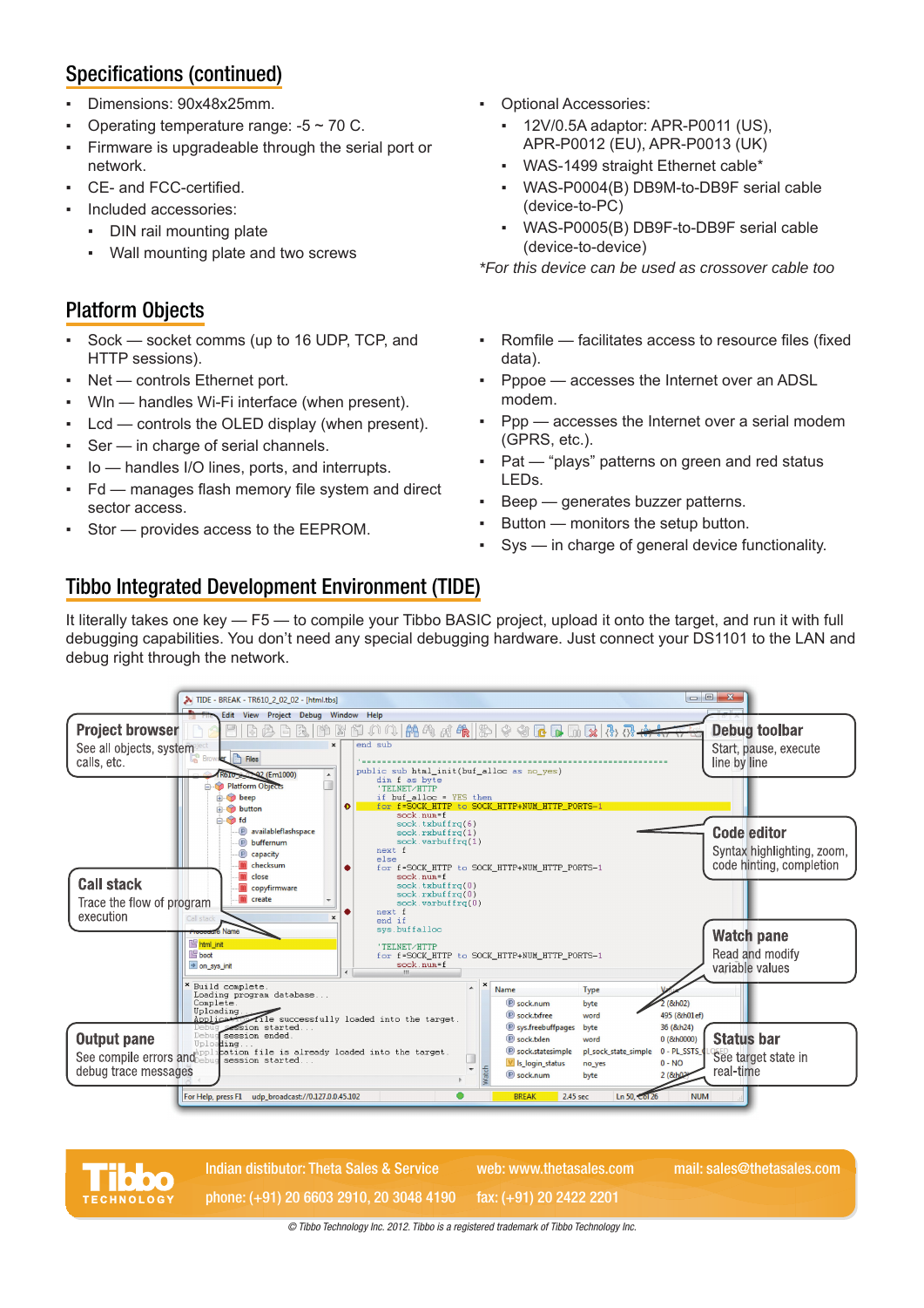## Specifications (continued)

- Dimensions: 90x48x25mm.
- Operating temperature range: -5 ~ 70 C.
- Firmware is upgradeable through the serial port or network.
- CE- and FCC-certified.
- Included accessories:
  - DIN rail mounting plate
  - Wall mounting plate and two screws
- Optional Accessories:
  - 12V/0.5A adaptor: APR-P0011 (US), APR-P0012 (EU), APR-P0013 (UK)
  - WAS-1499 straight Ethernet cable*
  - WAS-P0004(B) DB9M-to-DB9F serial cable (device-to-PC)
  - WAS-P0005(B) DB9F-to-DB9F serial cable (device-to-device)

*For this device can be used as crossover cable too*

## Platform Objects

- Sock — socket comms (up to 16 UDP, TCP, and HTTP sessions).
- Net — controls Ethernet port.
- Wln — handles Wi-Fi interface (when present).
- Lcd — controls the OLED display (when present).
- Ser — in charge of serial channels.
- Io — handles I/O lines, ports, and interrupts.
- Fd — manages flash memory file system and direct sector access.
- Stor — provides access to the EEPROM.
- Romfile — facilitates access to resource files (fixed data).
- Pppoe — accesses the Internet over an ADSL modem.
- Ppp — accesses the Internet over a serial modem (GPRS, etc.).
- Pat — "plays" patterns on green and red status LEDs.
- Beep — generates buzzer patterns.
- Button — monitors the setup button.
- Sys — in charge of general device functionality.

## Tibbo Integrated Development Environment (TIDE)

It literally takes one key — F5 — to compile your Tibbo BASIC project, upload it onto the target, and run it with full debugging capabilities. You don't need any special debugging hardware. Just connect your DS1101 to the LAN and debug right through the network.

**Project browser**
See all objects, system calls, etc.

**Call stack**
Trace the flow of program execution

**Output pane**
See compile errors and debug trace messages

**Debug toolbar**
Start, pause, execute line by line

**Code editor**
Syntax highlighting, zoom, code hinting, completion

**Watch pane**
Read and modify variable values

**Status bar**
See target state in real-time

Indian distibutor: Theta Sales & Service web: www.thetasales.com mail: sales@thetasales.com
phone: (+91) 20 6603 2910, 20 3048 4190 fax: (+91) 20 2422 2201

© Tibbo Technology Inc. 2012. Tibbo is a registered trademark of Tibbo Technology Inc.